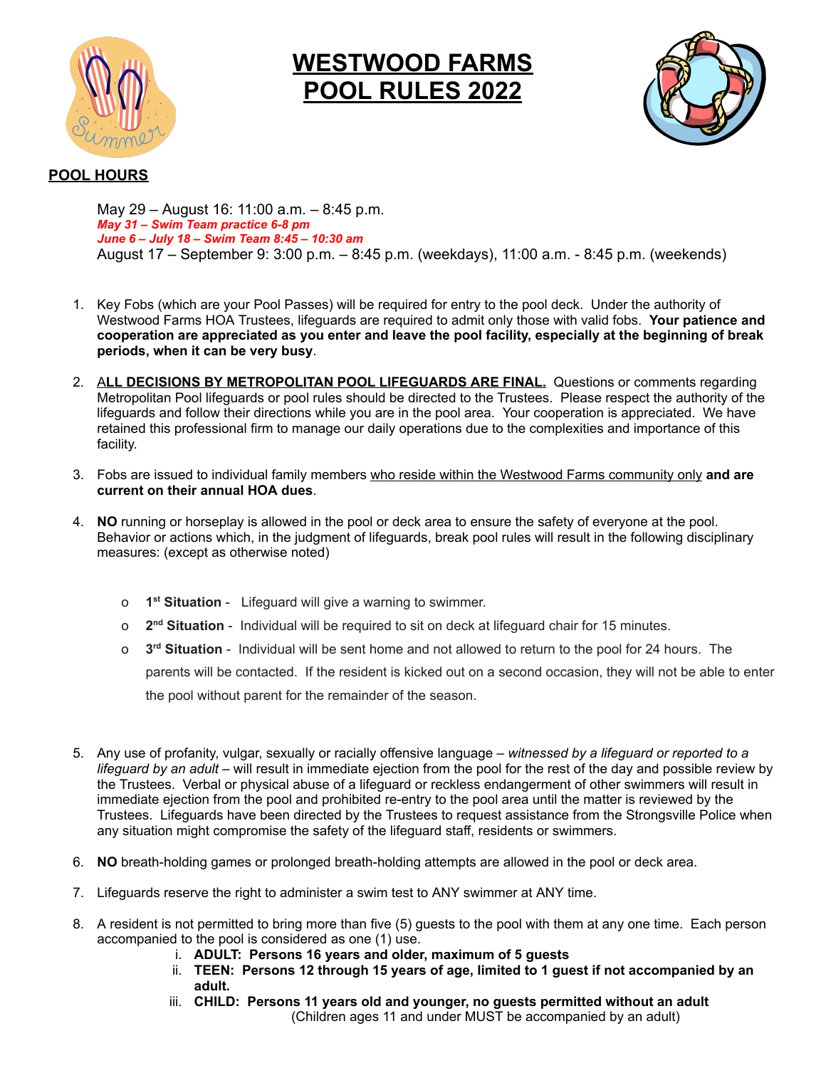# WESTWOOD FARMS POOL RULES 2022

## POOL HOURS

May 29 – August 16: 11:00 a.m. – 8:45 p.m.
***May 31 – Swim Team practice 6-8 pm***
***June 6 – July 18 – Swim Team 8:45 – 10:30 am***
August 17 – September 9: 3:00 p.m. – 8:45 p.m. (weekdays), 11:00 a.m. - 8:45 p.m. (weekends)

1. Key Fobs (which are your Pool Passes) will be required for entry to the pool deck. Under the authority of Westwood Farms HOA Trustees, lifeguards are required to admit only those with valid fobs. **Your patience and cooperation are appreciated as you enter and leave the pool facility, especially at the beginning of break periods, when it can be very busy**.

2. A**LL DECISIONS BY METROPOLITAN POOL LIFEGUARDS ARE FINAL.** Questions or comments regarding Metropolitan Pool lifeguards or pool rules should be directed to the Trustees. Please respect the authority of the lifeguards and follow their directions while you are in the pool area. Your cooperation is appreciated. We have retained this professional firm to manage our daily operations due to the complexities and importance of this facility.

3. Fobs are issued to individual family members who reside within the Westwood Farms community only **and are current on their annual HOA dues**.

4. **NO** running or horseplay is allowed in the pool or deck area to ensure the safety of everyone at the pool. Behavior or actions which, in the judgment of lifeguards, break pool rules will result in the following disciplinary measures: (except as otherwise noted)

   - **1st Situation** - Lifeguard will give a warning to swimmer.
   - **2nd Situation** - Individual will be required to sit on deck at lifeguard chair for 15 minutes.
   - **3rd Situation** - Individual will be sent home and not allowed to return to the pool for 24 hours. The parents will be contacted. If the resident is kicked out on a second occasion, they will not be able to enter the pool without parent for the remainder of the season.

5. Any use of profanity, vulgar, sexually or racially offensive language – *witnessed by a lifeguard or reported to a lifeguard by an adult* – will result in immediate ejection from the pool for the rest of the day and possible review by the Trustees. Verbal or physical abuse of a lifeguard or reckless endangerment of other swimmers will result in immediate ejection from the pool and prohibited re-entry to the pool area until the matter is reviewed by the Trustees. Lifeguards have been directed by the Trustees to request assistance from the Strongsville Police when any situation might compromise the safety of the lifeguard staff, residents or swimmers.

6. **NO** breath-holding games or prolonged breath-holding attempts are allowed in the pool or deck area.

7. Lifeguards reserve the right to administer a swim test to ANY swimmer at ANY time.

8. A resident is not permitted to bring more than five (5) guests to the pool with them at any one time. Each person accompanied to the pool is considered as one (1) use.
   i. **ADULT: Persons 16 years and older, maximum of 5 guests**
   ii. **TEEN: Persons 12 through 15 years of age, limited to 1 guest if not accompanied by an adult.**
   iii. **CHILD: Persons 11 years old and younger, no guests permitted without an adult**
   (Children ages 11 and under MUST be accompanied by an adult)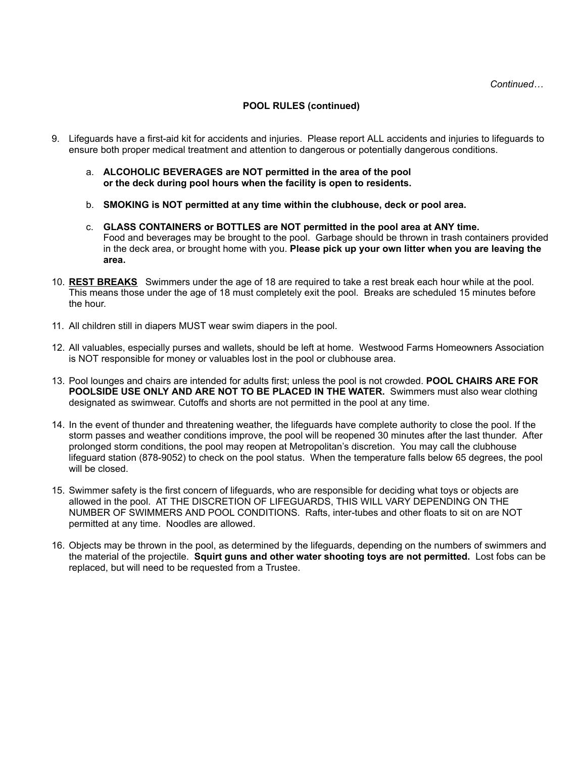*Continued…*

**POOL RULES (continued)**

9. Lifeguards have a first-aid kit for accidents and injuries. Please report ALL accidents and injuries to lifeguards to ensure both proper medical treatment and attention to dangerous or potentially dangerous conditions.

   a. **ALCOHOLIC BEVERAGES are NOT permitted in the area of the pool or the deck during pool hours when the facility is open to residents.**

   b. **SMOKING is NOT permitted at any time within the clubhouse, deck or pool area.**

   c. **GLASS CONTAINERS or BOTTLES are NOT permitted in the pool area at ANY time.** Food and beverages may be brought to the pool. Garbage should be thrown in trash containers provided in the deck area, or brought home with you. **Please pick up your own litter when you are leaving the area.**

10. <u>**REST BREAKS**</u> Swimmers under the age of 18 are required to take a rest break each hour while at the pool. This means those under the age of 18 must completely exit the pool. Breaks are scheduled 15 minutes before the hour.

11. All children still in diapers MUST wear swim diapers in the pool.

12. All valuables, especially purses and wallets, should be left at home. Westwood Farms Homeowners Association is NOT responsible for money or valuables lost in the pool or clubhouse area.

13. Pool lounges and chairs are intended for adults first; unless the pool is not crowded. **POOL CHAIRS ARE FOR POOLSIDE USE ONLY AND ARE NOT TO BE PLACED IN THE WATER.** Swimmers must also wear clothing designated as swimwear. Cutoffs and shorts are not permitted in the pool at any time.

14. In the event of thunder and threatening weather, the lifeguards have complete authority to close the pool. If the storm passes and weather conditions improve, the pool will be reopened 30 minutes after the last thunder. After prolonged storm conditions, the pool may reopen at Metropolitan's discretion. You may call the clubhouse lifeguard station (878-9052) to check on the pool status. When the temperature falls below 65 degrees, the pool will be closed.

15. Swimmer safety is the first concern of lifeguards, who are responsible for deciding what toys or objects are allowed in the pool. AT THE DISCRETION OF LIFEGUARDS, THIS WILL VARY DEPENDING ON THE NUMBER OF SWIMMERS AND POOL CONDITIONS. Rafts, inter-tubes and other floats to sit on are NOT permitted at any time. Noodles are allowed.

16. Objects may be thrown in the pool, as determined by the lifeguards, depending on the numbers of swimmers and the material of the projectile. **Squirt guns and other water shooting toys are not permitted.** Lost fobs can be replaced, but will need to be requested from a Trustee.